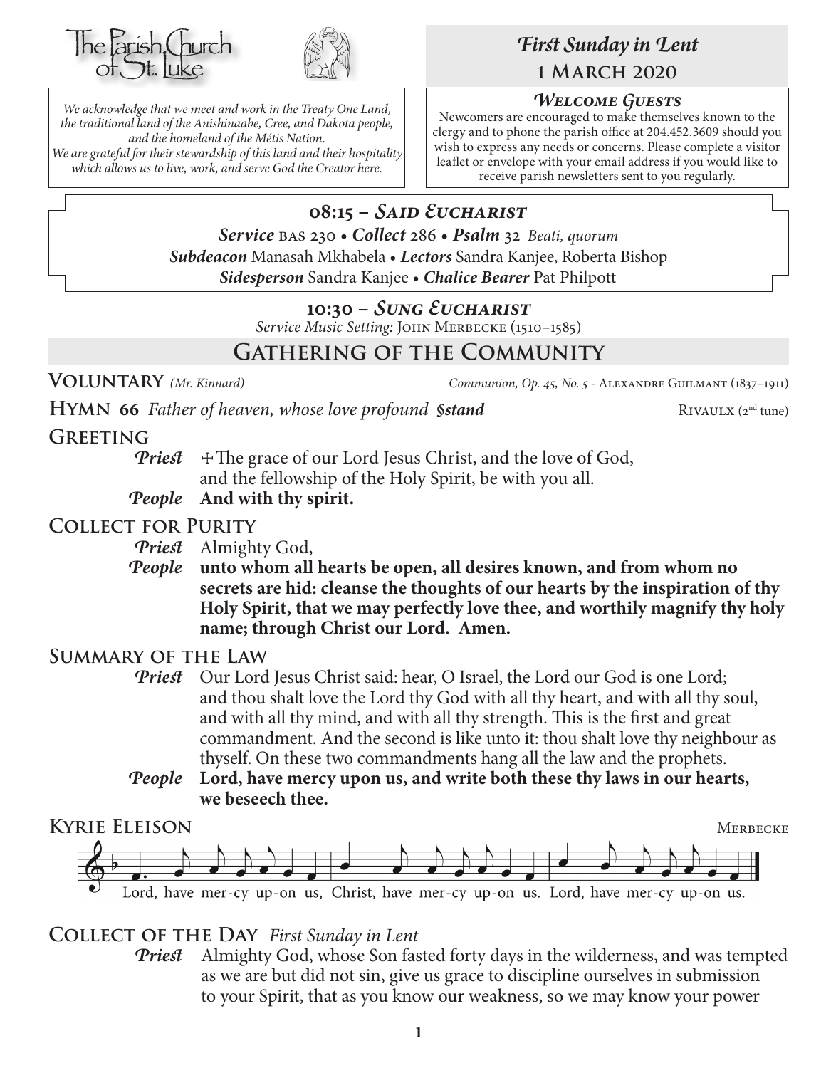The Parish Church of St. Luke

*We acknowledge that we meet and work in the Treaty One Land, the traditional land of the Anishinaabe, Cree, and Dakota people, and the homeland of the Métis Nation. We are grateful for their stewardship of this land and their hospitality which allows us to live, work, and serve God the Creator here.*

# *First Sunday in Lent*

**1 March 2020**

### *Welcome Guests*

Newcomers are encouraged to make themselves known to the clergy and to phone the parish office at 204.452.3609 should you wish to express any needs or concerns. Please complete a visitor leaflet or envelope with your email address if you would like to receive parish newsletters sent to you regularly.

## 08:15 – *Said Eucharist*

***Service*** BAS 230 • ***Collect*** 286 • ***Psalm*** 32 *Beati, quorum*

***Subdeacon*** Manasah Mkhabela • ***Lectors*** Sandra Kanjee, Roberta Bishop

***Sidesperson*** Sandra Kanjee • ***Chalice Bearer*** Pat Philpott

## 10:30 – *Sung Eucharist*

*Service Music Setting:* John Merbecke (1510–1585)

## Gathering of the Community

**Voluntary** *(Mr. Kinnard)* *Communion, Op. 45, No. 5* - Alexandre Guilmant (1837–1911)

**Hymn 66** *Father of heaven, whose love profound* ***§stand*** Rivaulx (2nd tune)

**Greeting**

***Priest*** ☩The grace of our Lord Jesus Christ, and the love of God, and the fellowship of the Holy Spirit, be with you all.

***People*** **And with thy spirit.**

**Collect for Purity**

***Priest*** Almighty God,

***People*** **unto whom all hearts be open, all desires known, and from whom no secrets are hid: cleanse the thoughts of our hearts by the inspiration of thy Holy Spirit, that we may perfectly love thee, and worthily magnify thy holy name; through Christ our Lord. Amen.**

**Summary of the Law**

***Priest*** Our Lord Jesus Christ said: hear, O Israel, the Lord our God is one Lord; and thou shalt love the Lord thy God with all thy heart, and with all thy soul, and with all thy mind, and with all thy strength. This is the first and great commandment. And the second is like unto it: thou shalt love thy neighbour as thyself. On these two commandments hang all the law and the prophets.

***People*** **Lord, have mercy upon us, and write both these thy laws in our hearts, we beseech thee.**

**Kyrie Eleison** Merbecke

Lord, have mer-cy up-on us, Christ, have mer-cy up-on us. Lord, have mer-cy up-on us.

**Collect of the Day** *First Sunday in Lent*

***Priest*** Almighty God, whose Son fasted forty days in the wilderness, and was tempted as we are but did not sin, give us grace to discipline ourselves in submission to your Spirit, that as you know our weakness, so we may know your power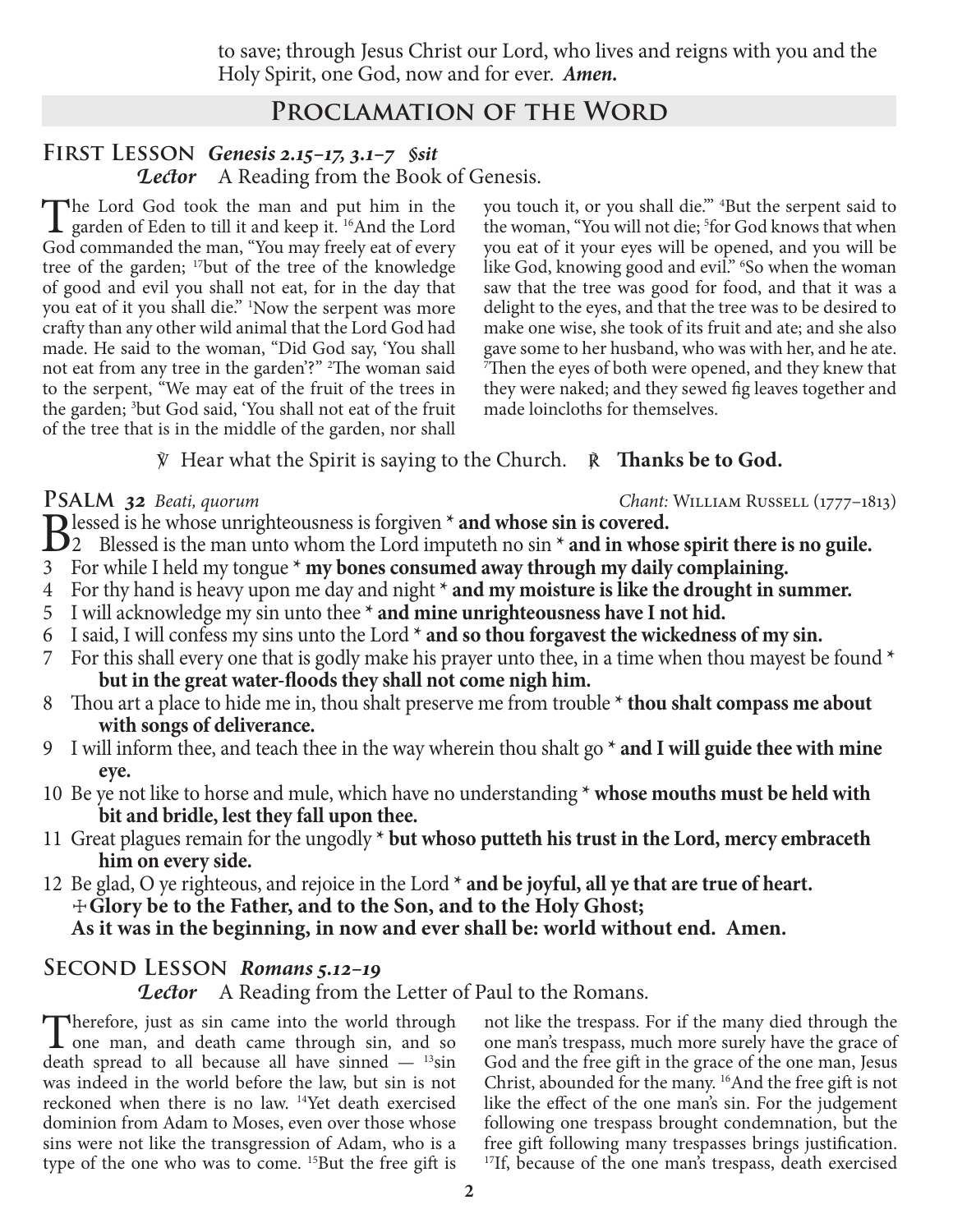to save; through Jesus Christ our Lord, who lives and reigns with you and the Holy Spirit, one God, now and for ever. ***Amen.***

## Proclamation of the Word

### First Lesson *Genesis 2.15–17, 3.1–7 §sit*

***Lector*** A Reading from the Book of Genesis.

The Lord God took the man and put him in the garden of Eden to till it and keep it. [16]And the Lord God commanded the man, "You may freely eat of every tree of the garden; [17]but of the tree of the knowledge of good and evil you shall not eat, for in the day that you eat of it you shall die." [1]Now the serpent was more crafty than any other wild animal that the Lord God had made. He said to the woman, "Did God say, 'You shall not eat from any tree in the garden'?" [2]The woman said to the serpent, "We may eat of the fruit of the trees in the garden; [3]but God said, 'You shall not eat of the fruit of the tree that is in the middle of the garden, nor shall you touch it, or you shall die.'" [4]But the serpent said to the woman, "You will not die; [5]for God knows that when you eat of it your eyes will be opened, and you will be like God, knowing good and evil." [6]So when the woman saw that the tree was good for food, and that it was a delight to the eyes, and that the tree was to be desired to make one wise, she took of its fruit and ate; and she also gave some to her husband, who was with her, and he ate. [7]Then the eyes of both were opened, and they knew that they were naked; and they sewed fig leaves together and made loincloths for themselves.

℣ Hear what the Spirit is saying to the Church. ℟ **Thanks be to God.**

### Psalm *32* *Beati, quorum* — *Chant:* William Russell (1777–1813)

Blessed is he whose unrighteousness is forgiven * **and whose sin is covered.**
2 Blessed is the man unto whom the Lord imputeth no sin * **and in whose spirit there is no guile.**
3 For while I held my tongue * **my bones consumed away through my daily complaining.**
4 For thy hand is heavy upon me day and night * **and my moisture is like the drought in summer.**
5 I will acknowledge my sin unto thee * **and mine unrighteousness have I not hid.**
6 I said, I will confess my sins unto the Lord * **and so thou forgavest the wickedness of my sin.**
7 For this shall every one that is godly make his prayer unto thee, in a time when thou mayest be found * **but in the great water-floods they shall not come nigh him.**
8 Thou art a place to hide me in, thou shalt preserve me from trouble * **thou shalt compass me about with songs of deliverance.**
9 I will inform thee, and teach thee in the way wherein thou shalt go * **and I will guide thee with mine eye.**
10 Be ye not like to horse and mule, which have no understanding * **whose mouths must be held with bit and bridle, lest they fall upon thee.**
11 Great plagues remain for the ungodly * **but whoso putteth his trust in the Lord, mercy embraceth him on every side.**
12 Be glad, O ye righteous, and rejoice in the Lord * **and be joyful, all ye that are true of heart.**
☩ **Glory be to the Father, and to the Son, and to the Holy Ghost;**
**As it was in the beginning, in now and ever shall be: world without end. Amen.**

### Second Lesson *Romans 5.12–19*

***Lector*** A Reading from the Letter of Paul to the Romans.

Therefore, just as sin came into the world through one man, and death came through sin, and so death spread to all because all have sinned — [13]sin was indeed in the world before the law, but sin is not reckoned when there is no law. [14]Yet death exercised dominion from Adam to Moses, even over those whose sins were not like the transgression of Adam, who is a type of the one who was to come. [15]But the free gift is not like the trespass. For if the many died through the one man's trespass, much more surely have the grace of God and the free gift in the grace of the one man, Jesus Christ, abounded for the many. [16]And the free gift is not like the effect of the one man's sin. For the judgement following one trespass brought condemnation, but the free gift following many trespasses brings justification. [17]If, because of the one man's trespass, death exercised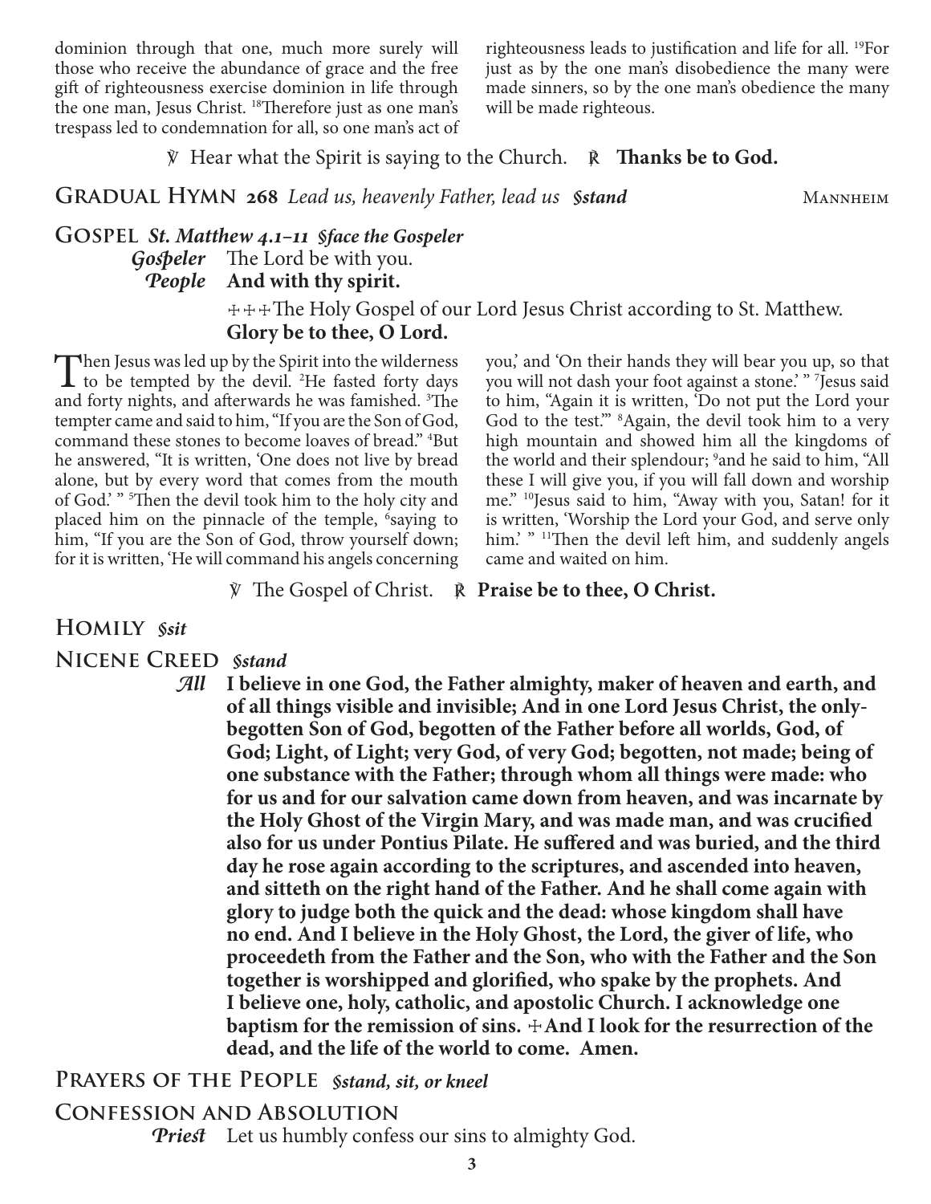dominion through that one, much more surely will those who receive the abundance of grace and the free gift of righteousness exercise dominion in life through the one man, Jesus Christ. [18]Therefore just as one man's trespass led to condemnation for all, so one man's act of righteousness leads to justification and life for all. [19]For just as by the one man's disobedience the many were made sinners, so by the one man's obedience the many will be made righteous.

℣ Hear what the Spirit is saying to the Church. ℟ **Thanks be to God.**

## Gradual Hymn 268 *Lead us, heavenly Father, lead us* *§stand* Mannheim

## Gospel *St. Matthew 4.1–11* *§face the Gospeler*

***Gospeler*** The Lord be with you.
***People*** **And with thy spirit.**

☩☩☩The Holy Gospel of our Lord Jesus Christ according to St. Matthew.
**Glory be to thee, O Lord.**

Then Jesus was led up by the Spirit into the wilderness to be tempted by the devil. [2]He fasted forty days and forty nights, and afterwards he was famished. [3]The tempter came and said to him, "If you are the Son of God, command these stones to become loaves of bread." [4]But he answered, "It is written, 'One does not live by bread alone, but by every word that comes from the mouth of God.' " [5]Then the devil took him to the holy city and placed him on the pinnacle of the temple, [6]saying to him, "If you are the Son of God, throw yourself down; for it is written, 'He will command his angels concerning you,' and 'On their hands they will bear you up, so that you will not dash your foot against a stone.' " [7]Jesus said to him, "Again it is written, 'Do not put the Lord your God to the test.'" [8]Again, the devil took him to a very high mountain and showed him all the kingdoms of the world and their splendour; [9]and he said to him, "All these I will give you, if you will fall down and worship me." [10]Jesus said to him, "Away with you, Satan! for it is written, 'Worship the Lord your God, and serve only him.' " [11]Then the devil left him, and suddenly angels came and waited on him.

℣ The Gospel of Christ. ℟ **Praise be to thee, O Christ.**

## Homily *§sit*

## Nicene Creed *§stand*

***All*** **I believe in one God, the Father almighty, maker of heaven and earth, and of all things visible and invisible; And in one Lord Jesus Christ, the only-begotten Son of God, begotten of the Father before all worlds, God, of God; Light, of Light; very God, of very God; begotten, not made; being of one substance with the Father; through whom all things were made: who for us and for our salvation came down from heaven, and was incarnate by the Holy Ghost of the Virgin Mary, and was made man, and was crucified also for us under Pontius Pilate. He suffered and was buried, and the third day he rose again according to the scriptures, and ascended into heaven, and sitteth on the right hand of the Father. And he shall come again with glory to judge both the quick and the dead: whose kingdom shall have no end. And I believe in the Holy Ghost, the Lord, the giver of life, who proceedeth from the Father and the Son, who with the Father and the Son together is worshipped and glorified, who spake by the prophets. And I believe one, holy, catholic, and apostolic Church. I acknowledge one baptism for the remission of sins. ☩And I look for the resurrection of the dead, and the life of the world to come. Amen.**

## Prayers of the People *§stand, sit, or kneel*

## Confession and Absolution

***Priest*** Let us humbly confess our sins to almighty God.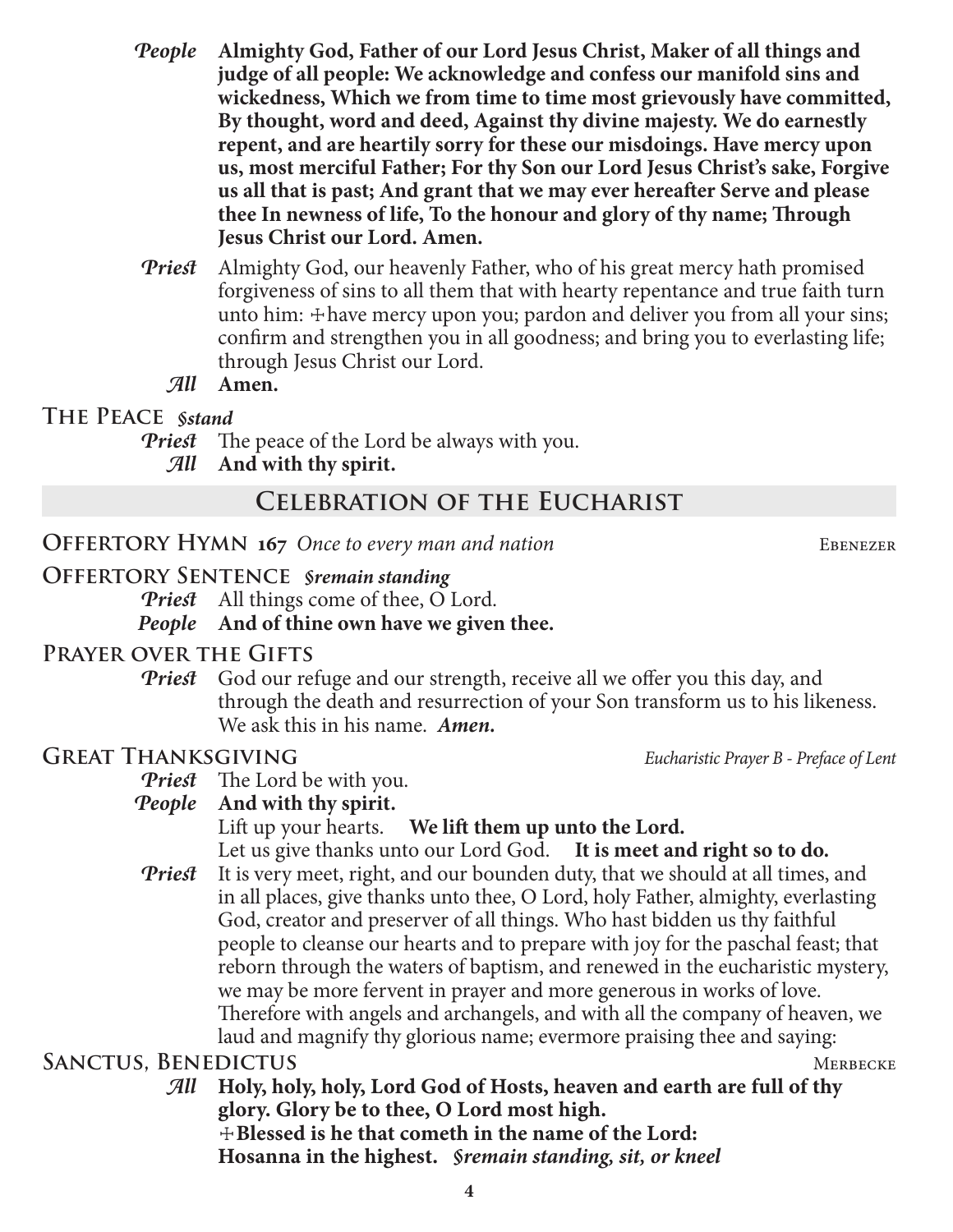*People* **Almighty God, Father of our Lord Jesus Christ, Maker of all things and judge of all people: We acknowledge and confess our manifold sins and wickedness, Which we from time to time most grievously have committed, By thought, word and deed, Against thy divine majesty. We do earnestly repent, and are heartily sorry for these our misdoings. Have mercy upon us, most merciful Father; For thy Son our Lord Jesus Christ's sake, Forgive us all that is past; And grant that we may ever hereafter Serve and please thee In newness of life, To the honour and glory of thy name; Through Jesus Christ our Lord. Amen.**

*Priest* Almighty God, our heavenly Father, who of his great mercy hath promised forgiveness of sins to all them that with hearty repentance and true faith turn unto him: ✠have mercy upon you; pardon and deliver you from all your sins; confirm and strengthen you in all goodness; and bring you to everlasting life; through Jesus Christ our Lord.

*All* **Amen.**

### The Peace *§stand*

*Priest* The peace of the Lord be always with you.

*All* **And with thy spirit.**

## Celebration of the Eucharist

### Offertory Hymn 167 *Once to every man and nation* — Ebenezer

### Offertory Sentence *§remain standing*

*Priest* All things come of thee, O Lord.

*People* **And of thine own have we given thee.**

### Prayer over the Gifts

*Priest* God our refuge and our strength, receive all we offer you this day, and through the death and resurrection of your Son transform us to his likeness. We ask this in his name. ***Amen.***

### Great Thanksgiving — *Eucharistic Prayer B - Preface of Lent*

*Priest* The Lord be with you.

*People* **And with thy spirit.**

Lift up your hearts. **We lift them up unto the Lord.**

Let us give thanks unto our Lord God. **It is meet and right so to do.**

*Priest* It is very meet, right, and our bounden duty, that we should at all times, and in all places, give thanks unto thee, O Lord, holy Father, almighty, everlasting God, creator and preserver of all things. Who hast bidden us thy faithful people to cleanse our hearts and to prepare with joy for the paschal feast; that reborn through the waters of baptism, and renewed in the eucharistic mystery, we may be more fervent in prayer and more generous in works of love. Therefore with angels and archangels, and with all the company of heaven, we laud and magnify thy glorious name; evermore praising thee and saying:

### Sanctus, Benedictus — Merbecke

*All* **Holy, holy, holy, Lord God of Hosts, heaven and earth are full of thy glory. Glory be to thee, O Lord most high.**
**✠Blessed is he that cometh in the name of the Lord:**
**Hosanna in the highest.** ***§remain standing, sit, or kneel***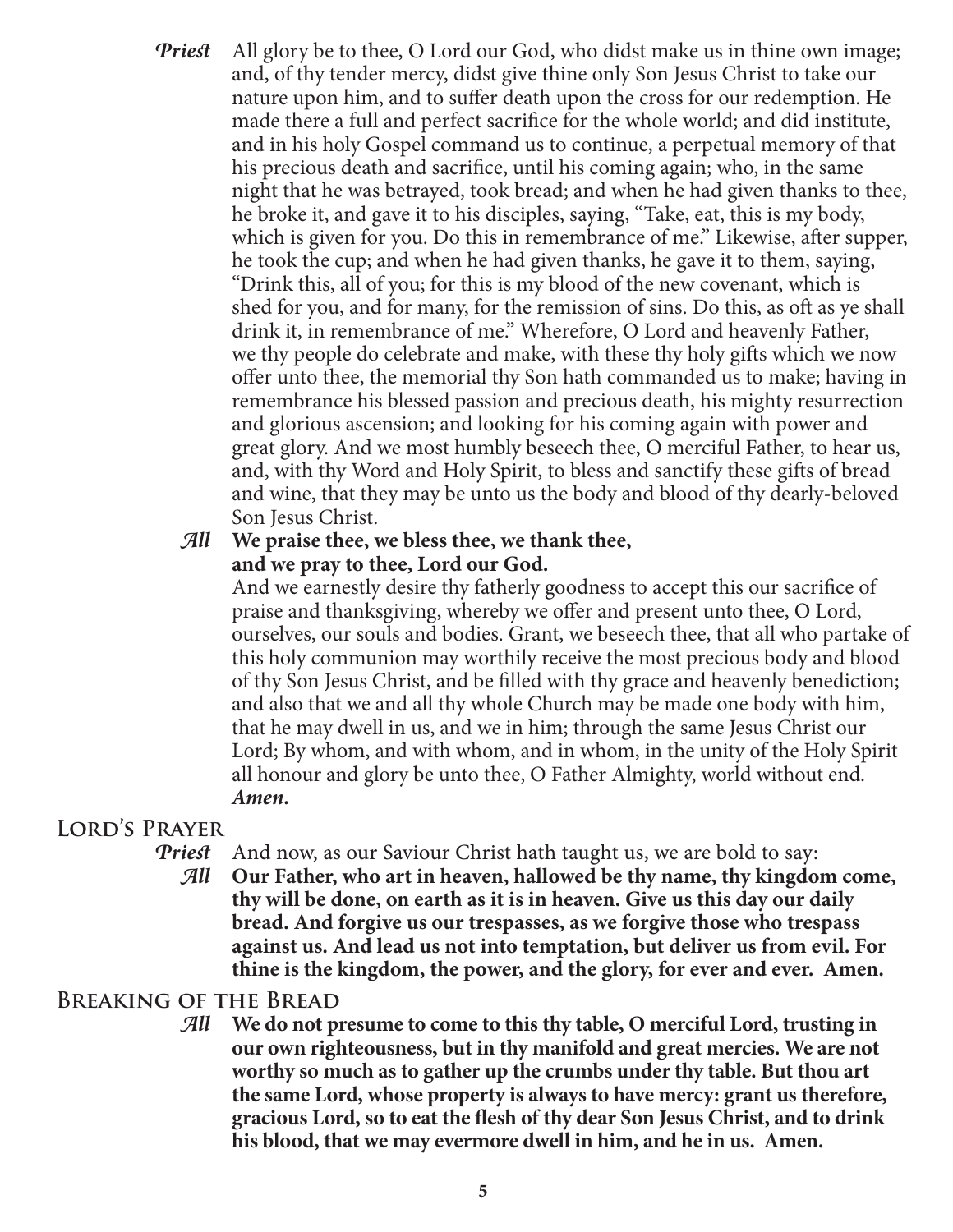*Priest* All glory be to thee, O Lord our God, who didst make us in thine own image; and, of thy tender mercy, didst give thine only Son Jesus Christ to take our nature upon him, and to suffer death upon the cross for our redemption. He made there a full and perfect sacrifice for the whole world; and did institute, and in his holy Gospel command us to continue, a perpetual memory of that his precious death and sacrifice, until his coming again; who, in the same night that he was betrayed, took bread; and when he had given thanks to thee, he broke it, and gave it to his disciples, saying, "Take, eat, this is my body, which is given for you. Do this in remembrance of me." Likewise, after supper, he took the cup; and when he had given thanks, he gave it to them, saying, "Drink this, all of you; for this is my blood of the new covenant, which is shed for you, and for many, for the remission of sins. Do this, as oft as ye shall drink it, in remembrance of me." Wherefore, O Lord and heavenly Father, we thy people do celebrate and make, with these thy holy gifts which we now offer unto thee, the memorial thy Son hath commanded us to make; having in remembrance his blessed passion and precious death, his mighty resurrection and glorious ascension; and looking for his coming again with power and great glory. And we most humbly beseech thee, O merciful Father, to hear us, and, with thy Word and Holy Spirit, to bless and sanctify these gifts of bread and wine, that they may be unto us the body and blood of thy dearly-beloved Son Jesus Christ.

*All* **We praise thee, we bless thee, we thank thee, and we pray to thee, Lord our God.**

And we earnestly desire thy fatherly goodness to accept this our sacrifice of praise and thanksgiving, whereby we offer and present unto thee, O Lord, ourselves, our souls and bodies. Grant, we beseech thee, that all who partake of this holy communion may worthily receive the most precious body and blood of thy Son Jesus Christ, and be filled with thy grace and heavenly benediction; and also that we and all thy whole Church may be made one body with him, that he may dwell in us, and we in him; through the same Jesus Christ our Lord; By whom, and with whom, and in whom, in the unity of the Holy Spirit all honour and glory be unto thee, O Father Almighty, world without end. ***Amen.***

## Lord's Prayer

*Priest* And now, as our Saviour Christ hath taught us, we are bold to say:

*All* **Our Father, who art in heaven, hallowed be thy name, thy kingdom come, thy will be done, on earth as it is in heaven. Give us this day our daily bread. And forgive us our trespasses, as we forgive those who trespass against us. And lead us not into temptation, but deliver us from evil. For thine is the kingdom, the power, and the glory, for ever and ever. Amen.**

## Breaking of the Bread

*All* **We do not presume to come to this thy table, O merciful Lord, trusting in our own righteousness, but in thy manifold and great mercies. We are not worthy so much as to gather up the crumbs under thy table. But thou art the same Lord, whose property is always to have mercy: grant us therefore, gracious Lord, so to eat the flesh of thy dear Son Jesus Christ, and to drink his blood, that we may evermore dwell in him, and he in us. Amen.**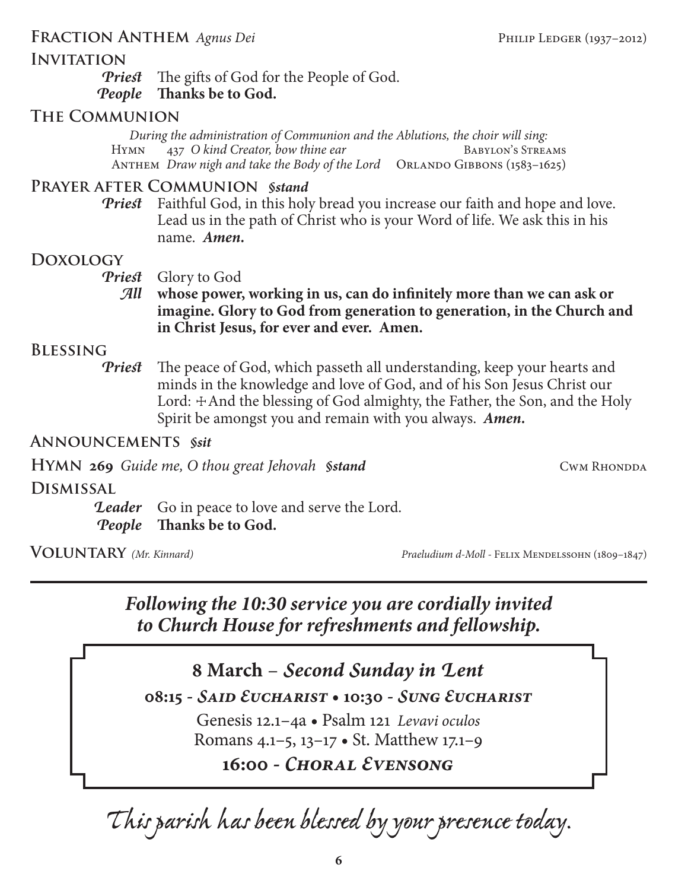**Fraction Anthem** *Agnus Dei* Philip Ledger (1937–2012)

**Invitation**

*Priest* The gifts of God for the People of God.
*People* **Thanks be to God.**

**The Communion**

*During the administration of Communion and the Ablutions, the choir will sing:*
Hymn 437 *O kind Creator, bow thine ear* Babylon's Streams
Anthem *Draw nigh and take the Body of the Lord* Orlando Gibbons (1583–1625)

**Prayer after Communion** ***§stand***

*Priest* Faithful God, in this holy bread you increase our faith and hope and love. Lead us in the path of Christ who is your Word of life. We ask this in his name. ***Amen.***

**Doxology**

*Priest* Glory to God
*All* **whose power, working in us, can do infinitely more than we can ask or imagine. Glory to God from generation to generation, in the Church and in Christ Jesus, for ever and ever. Amen.**

**Blessing**

*Priest* The peace of God, which passeth all understanding, keep your hearts and minds in the knowledge and love of God, and of his Son Jesus Christ our Lord: ✠ And the blessing of God almighty, the Father, the Son, and the Holy Spirit be amongst you and remain with you always. ***Amen.***

**Announcements** ***§sit***

**Hymn 269** *Guide me, O thou great Jehovah* ***§stand*** Cwm Rhondda

**Dismissal**

*Leader* Go in peace to love and serve the Lord.
*People* **Thanks be to God.**

**Voluntary** *(Mr. Kinnard)* *Praeludium d-Moll* - Felix Mendelssohn (1809–1847)

---

***Following the 10:30 service you are cordially invited to Church House for refreshments and fellowship.***

**8 March – *Second Sunday in Lent***

**08:15 - *Said Eucharist* • 10:30 - *Sung Eucharist***

Genesis 12.1–4a • Psalm 121 *Levavi oculos*
Romans 4.1–5, 13–17 • St. Matthew 17.1–9

**16:00 - *Choral Evensong***

*This parish has been blessed by your presence today.*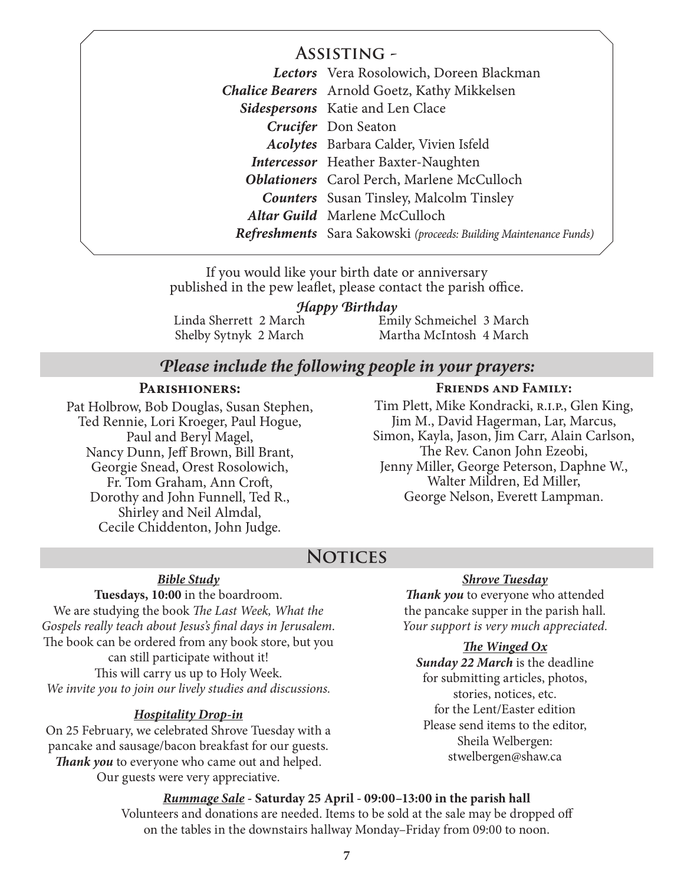## Assisting -

| | |
|---|---|
| ***Lectors*** | Vera Rosolowich, Doreen Blackman |
| ***Chalice Bearers*** | Arnold Goetz, Kathy Mikkelsen |
| ***Sidespersons*** | Katie and Len Clace |
| ***Crucifer*** | Don Seaton |
| ***Acolytes*** | Barbara Calder, Vivien Isfeld |
| ***Intercessor*** | Heather Baxter-Naughten |
| ***Oblationers*** | Carol Perch, Marlene McCulloch |
| ***Counters*** | Susan Tinsley, Malcolm Tinsley |
| ***Altar Guild*** | Marlene McCulloch |
| ***Refreshments*** | Sara Sakowski *(proceeds: Building Maintenance Funds)* |

If you would like your birth date or anniversary published in the pew leaflet, please contact the parish office.

***Happy Birthday***

Linda Sherrett 2 March
Shelby Sytnyk 2 March
Emily Schmeichel 3 March
Martha McIntosh 4 March

## *Please include the following people in your prayers:*

### Parishioners:

Pat Holbrow, Bob Douglas, Susan Stephen, Ted Rennie, Lori Kroeger, Paul Hogue, Paul and Beryl Magel, Nancy Dunn, Jeff Brown, Bill Brant, Georgie Snead, Orest Rosolowich, Fr. Tom Graham, Ann Croft, Dorothy and John Funnell, Ted R., Shirley and Neil Almdal, Cecile Chiddenton, John Judge.

### Friends and Family:

Tim Plett, Mike Kondracki, R.I.P., Glen King, Jim M., David Hagerman, Lar, Marcus, Simon, Kayla, Jason, Jim Carr, Alain Carlson, The Rev. Canon John Ezeobi, Jenny Miller, George Peterson, Daphne W., Walter Mildren, Ed Miller, George Nelson, Everett Lampman.

## Notices

***Bible Study***

**Tuesdays, 10:00** in the boardroom.
We are studying the book *The Last Week, What the Gospels really teach about Jesus's final days in Jerusalem*. The book can be ordered from any book store, but you can still participate without it!
This will carry us up to Holy Week.
*We invite you to join our lively studies and discussions.*

***Hospitality Drop-in***

On 25 February, we celebrated Shrove Tuesday with a pancake and sausage/bacon breakfast for our guests. ***Thank you*** to everyone who came out and helped. Our guests were very appreciative.

***Shrove Tuesday***

***Thank you*** to everyone who attended the pancake supper in the parish hall. *Your support is very much appreciated.*

***The Winged Ox***

***Sunday 22 March*** is the deadline for submitting articles, photos, stories, notices, etc. for the Lent/Easter edition
Please send items to the editor, Sheila Welbergen: stwelbergen@shaw.ca

***Rummage Sale*** **- Saturday 25 April - 09:00–13:00 in the parish hall**

Volunteers and donations are needed. Items to be sold at the sale may be dropped off on the tables in the downstairs hallway Monday–Friday from 09:00 to noon.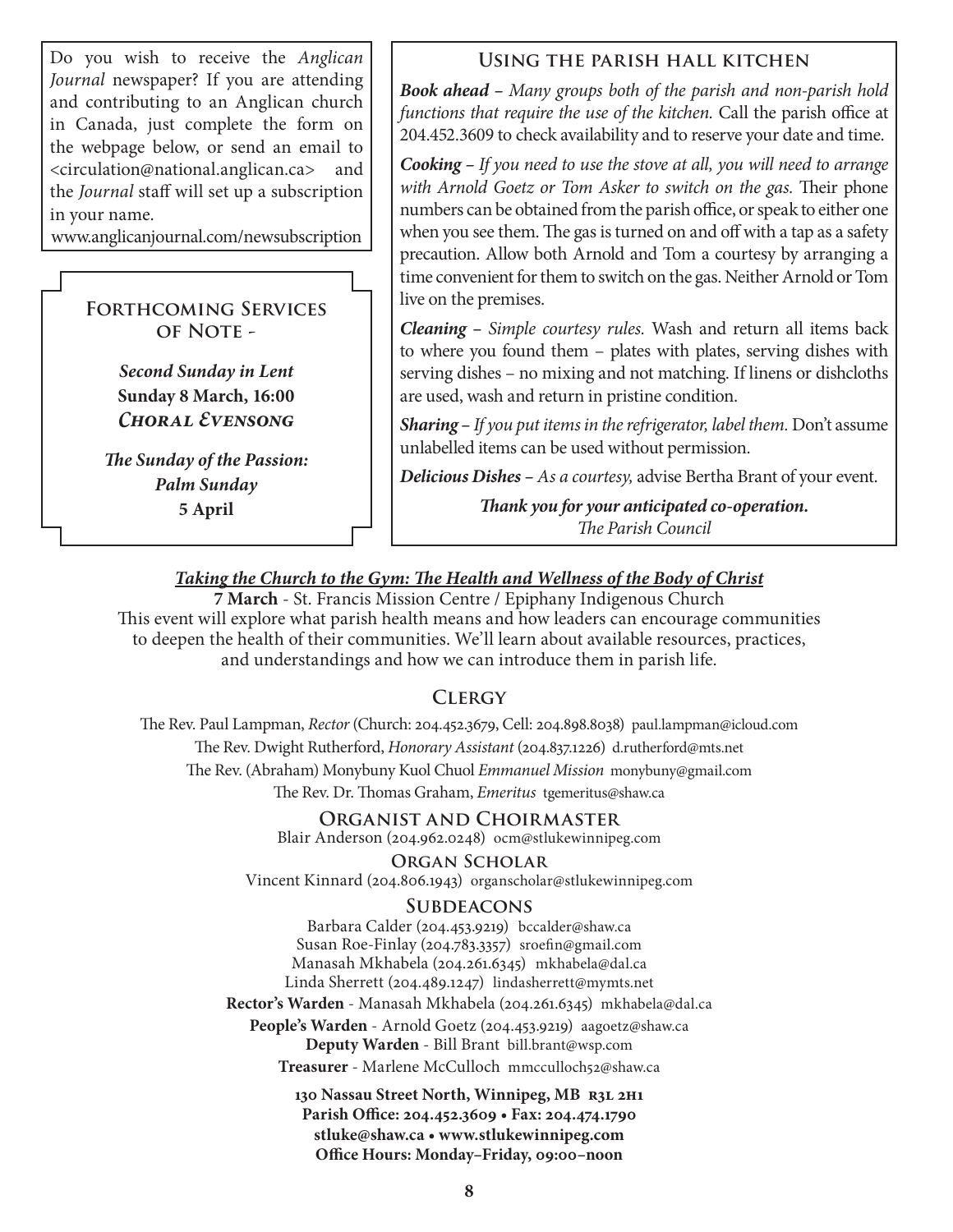Do you wish to receive the *Anglican Journal* newspaper? If you are attending and contributing to an Anglican church in Canada, just complete the form on the webpage below, or send an email to <circulation@national.anglican.ca> and the *Journal* staff will set up a subscription in your name.

www.anglicanjournal.com/newsubscription

## Forthcoming Services of Note -

***Second Sunday in Lent***
**Sunday 8 March, 16:00**
***Choral Evensong***

***The Sunday of the Passion: Palm Sunday***
**5 April**

## Using the parish hall kitchen

***Book ahead*** *– Many groups both of the parish and non-parish hold functions that require the use of the kitchen.* Call the parish office at 204.452.3609 to check availability and to reserve your date and time.

***Cooking*** *– If you need to use the stove at all, you will need to arrange with Arnold Goetz or Tom Asker to switch on the gas.* Their phone numbers can be obtained from the parish office, or speak to either one when you see them. The gas is turned on and off with a tap as a safety precaution. Allow both Arnold and Tom a courtesy by arranging a time convenient for them to switch on the gas. Neither Arnold or Tom live on the premises.

***Cleaning*** *– Simple courtesy rules.* Wash and return all items back to where you found them – plates with plates, serving dishes with serving dishes – no mixing and not matching. If linens or dishcloths are used, wash and return in pristine condition.

***Sharing*** *– If you put items in the refrigerator, label them.* Don't assume unlabelled items can be used without permission.

***Delicious Dishes*** *– As a courtesy,* advise Bertha Brant of your event.

***Thank you for your anticipated co-operation.***
*The Parish Council*

***Taking the Church to the Gym: The Health and Wellness of the Body of Christ***

**7 March** - St. Francis Mission Centre / Epiphany Indigenous Church
This event will explore what parish health means and how leaders can encourage communities to deepen the health of their communities. We'll learn about available resources, practices, and understandings and how we can introduce them in parish life.

## Clergy

The Rev. Paul Lampman, *Rector* (Church: 204.452.3679, Cell: 204.898.8038) paul.lampman@icloud.com
The Rev. Dwight Rutherford, *Honorary Assistant* (204.837.1226) d.rutherford@mts.net
The Rev. (Abraham) Monybuny Kuol Chuol *Emmanuel Mission* monybuny@gmail.com
The Rev. Dr. Thomas Graham, *Emeritus* tgemeritus@shaw.ca

## Organist and Choirmaster

Blair Anderson (204.962.0248) ocm@stlukewinnipeg.com

## Organ Scholar

Vincent Kinnard (204.806.1943) organscholar@stlukewinnipeg.com

## Subdeacons

Barbara Calder (204.453.9219) bccalder@shaw.ca
Susan Roe-Finlay (204.783.3357) sroefin@gmail.com
Manasah Mkhabela (204.261.6345) mkhabela@dal.ca
Linda Sherrett (204.489.1247) lindasherrett@mymts.net

**Rector's Warden** - Manasah Mkhabela (204.261.6345) mkhabela@dal.ca
**People's Warden** - Arnold Goetz (204.453.9219) aagoetz@shaw.ca
**Deputy Warden** - Bill Brant bill.brant@wsp.com
**Treasurer** - Marlene McCulloch mmcculloch52@shaw.ca

**130 Nassau Street North, Winnipeg, MB R3L 2H1**
**Parish Office: 204.452.3609 • Fax: 204.474.1790**
**stluke@shaw.ca • www.stlukewinnipeg.com**
**Office Hours: Monday–Friday, 09:00–noon**